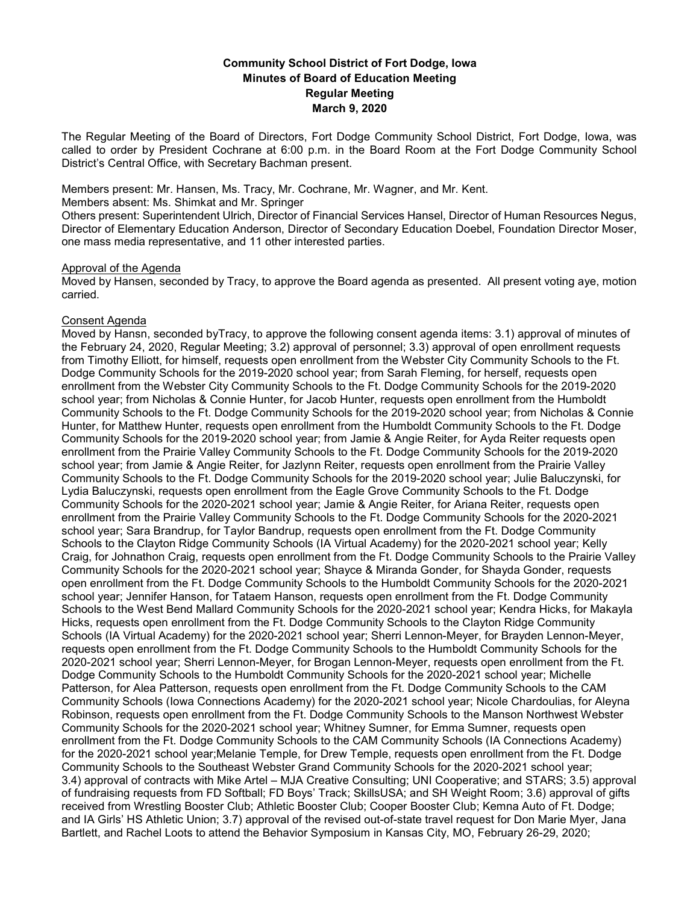**Community School District of Fort Dodge, Iowa**
**Minutes of Board of Education Meeting**
**Regular Meeting**
**March 9, 2020**

The Regular Meeting of the Board of Directors, Fort Dodge Community School District, Fort Dodge, Iowa, was called to order by President Cochrane at 6:00 p.m. in the Board Room at the Fort Dodge Community School District's Central Office, with Secretary Bachman present.

Members present: Mr. Hansen, Ms. Tracy, Mr. Cochrane, Mr. Wagner, and Mr. Kent.
Members absent: Ms. Shimkat and Mr. Springer
Others present: Superintendent Ulrich, Director of Financial Services Hansel, Director of Human Resources Negus, Director of Elementary Education Anderson, Director of Secondary Education Doebel, Foundation Director Moser, one mass media representative, and 11 other interested parties.

Approval of the Agenda
Moved by Hansen, seconded by Tracy, to approve the Board agenda as presented. All present voting aye, motion carried.

Consent Agenda
Moved by Hansn, seconded byTracy, to approve the following consent agenda items: 3.1) approval of minutes of the February 24, 2020, Regular Meeting; 3.2) approval of personnel; 3.3) approval of open enrollment requests from Timothy Elliott, for himself, requests open enrollment from the Webster City Community Schools to the Ft. Dodge Community Schools for the 2019-2020 school year; from Sarah Fleming, for herself, requests open enrollment from the Webster City Community Schools to the Ft. Dodge Community Schools for the 2019-2020 school year; from Nicholas & Connie Hunter, for Jacob Hunter, requests open enrollment from the Humboldt Community Schools to the Ft. Dodge Community Schools for the 2019-2020 school year; from Nicholas & Connie Hunter, for Matthew Hunter, requests open enrollment from the Humboldt Community Schools to the Ft. Dodge Community Schools for the 2019-2020 school year; from Jamie & Angie Reiter, for Ayda Reiter requests open enrollment from the Prairie Valley Community Schools to the Ft. Dodge Community Schools for the 2019-2020 school year; from Jamie & Angie Reiter, for Jazlynn Reiter, requests open enrollment from the Prairie Valley Community Schools to the Ft. Dodge Community Schools for the 2019-2020 school year; Julie Baluczynski, for Lydia Baluczynski, requests open enrollment from the Eagle Grove Community Schools to the Ft. Dodge Community Schools for the 2020-2021 school year; Jamie & Angie Reiter, for Ariana Reiter, requests open enrollment from the Prairie Valley Community Schools to the Ft. Dodge Community Schools for the 2020-2021 school year; Sara Brandrup, for Taylor Bandrup, requests open enrollment from the Ft. Dodge Community Schools to the Clayton Ridge Community Schools (IA Virtual Academy) for the 2020-2021 school year; Kelly Craig, for Johnathon Craig, requests open enrollment from the Ft. Dodge Community Schools to the Prairie Valley Community Schools for the 2020-2021 school year; Shayce & Miranda Gonder, for Shayda Gonder, requests open enrollment from the Ft. Dodge Community Schools to the Humboldt Community Schools for the 2020-2021 school year; Jennifer Hanson, for Tataem Hanson, requests open enrollment from the Ft. Dodge Community Schools to the West Bend Mallard Community Schools for the 2020-2021 school year; Kendra Hicks, for Makayla Hicks, requests open enrollment from the Ft. Dodge Community Schools to the Clayton Ridge Community Schools (IA Virtual Academy) for the 2020-2021 school year; Sherri Lennon-Meyer, for Brayden Lennon-Meyer, requests open enrollment from the Ft. Dodge Community Schools to the Humboldt Community Schools for the 2020-2021 school year; Sherri Lennon-Meyer, for Brogan Lennon-Meyer, requests open enrollment from the Ft. Dodge Community Schools to the Humboldt Community Schools for the 2020-2021 school year; Michelle Patterson, for Alea Patterson, requests open enrollment from the Ft. Dodge Community Schools to the CAM Community Schools (Iowa Connections Academy) for the 2020-2021 school year; Nicole Chardoulias, for Aleyna Robinson, requests open enrollment from the Ft. Dodge Community Schools to the Manson Northwest Webster Community Schools for the 2020-2021 school year; Whitney Sumner, for Emma Sumner, requests open enrollment from the Ft. Dodge Community Schools to the CAM Community Schools (IA Connections Academy) for the 2020-2021 school year;Melanie Temple, for Drew Temple, requests open enrollment from the Ft. Dodge Community Schools to the Southeast Webster Grand Community Schools for the 2020-2021 school year; 3.4) approval of contracts with Mike Artel – MJA Creative Consulting; UNI Cooperative; and STARS; 3.5) approval of fundraising requests from FD Softball; FD Boys' Track; SkillsUSA; and SH Weight Room; 3.6) approval of gifts received from Wrestling Booster Club; Athletic Booster Club; Cooper Booster Club; Kemna Auto of Ft. Dodge; and IA Girls' HS Athletic Union; 3.7) approval of the revised out-of-state travel request for Don Marie Myer, Jana Bartlett, and Rachel Loots to attend the Behavior Symposium in Kansas City, MO, February 26-29, 2020;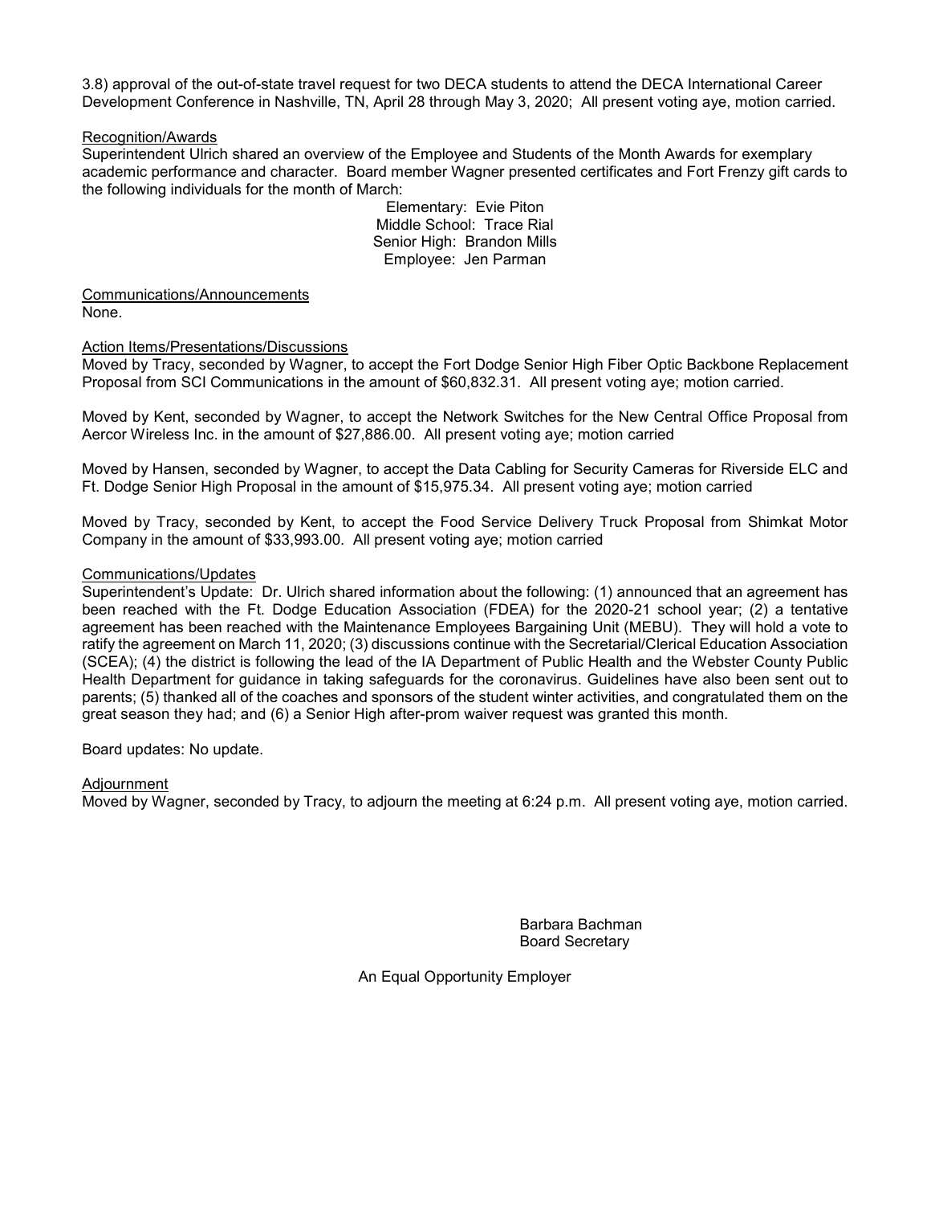3.8) approval of the out-of-state travel request for two DECA students to attend the DECA International Career Development Conference in Nashville, TN, April 28 through May 3, 2020; All present voting aye, motion carried.

Recognition/Awards

Superintendent Ulrich shared an overview of the Employee and Students of the Month Awards for exemplary academic performance and character. Board member Wagner presented certificates and Fort Frenzy gift cards to the following individuals for the month of March:

Elementary: Evie Piton
Middle School: Trace Rial
Senior High: Brandon Mills
Employee: Jen Parman

Communications/Announcements

None.

Action Items/Presentations/Discussions

Moved by Tracy, seconded by Wagner, to accept the Fort Dodge Senior High Fiber Optic Backbone Replacement Proposal from SCI Communications in the amount of $60,832.31. All present voting aye; motion carried.

Moved by Kent, seconded by Wagner, to accept the Network Switches for the New Central Office Proposal from Aercor Wireless Inc. in the amount of $27,886.00. All present voting aye; motion carried

Moved by Hansen, seconded by Wagner, to accept the Data Cabling for Security Cameras for Riverside ELC and Ft. Dodge Senior High Proposal in the amount of $15,975.34. All present voting aye; motion carried

Moved by Tracy, seconded by Kent, to accept the Food Service Delivery Truck Proposal from Shimkat Motor Company in the amount of $33,993.00. All present voting aye; motion carried

Communications/Updates

Superintendent's Update: Dr. Ulrich shared information about the following: (1) announced that an agreement has been reached with the Ft. Dodge Education Association (FDEA) for the 2020-21 school year; (2) a tentative agreement has been reached with the Maintenance Employees Bargaining Unit (MEBU). They will hold a vote to ratify the agreement on March 11, 2020; (3) discussions continue with the Secretarial/Clerical Education Association (SCEA); (4) the district is following the lead of the IA Department of Public Health and the Webster County Public Health Department for guidance in taking safeguards for the coronavirus. Guidelines have also been sent out to parents; (5) thanked all of the coaches and sponsors of the student winter activities, and congratulated them on the great season they had; and (6) a Senior High after-prom waiver request was granted this month.

Board updates: No update.

Adjournment

Moved by Wagner, seconded by Tracy, to adjourn the meeting at 6:24 p.m. All present voting aye, motion carried.

Barbara Bachman
Board Secretary

An Equal Opportunity Employer